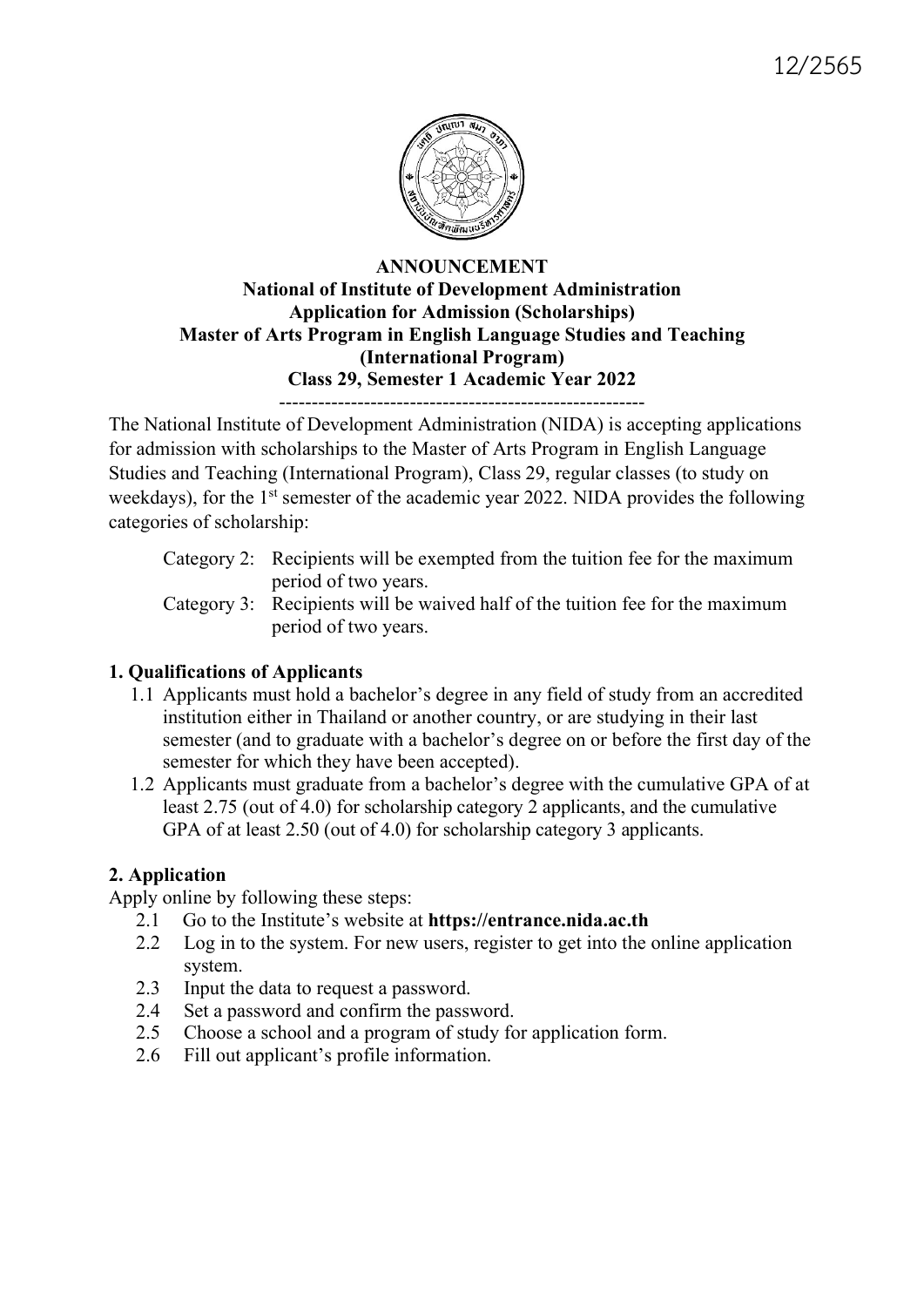12/2565

**ANNOUNCEMENT**
**National of Institute of Development Administration**
**Application for Admission (Scholarships)**
**Master of Arts Program in English Language Studies and Teaching**
**(International Program)**
**Class 29, Semester 1 Academic Year 2022**

---

The National Institute of Development Administration (NIDA) is accepting applications for admission with scholarships to the Master of Arts Program in English Language Studies and Teaching (International Program), Class 29, regular classes (to study on weekdays), for the 1st semester of the academic year 2022. NIDA provides the following categories of scholarship:

Category 2: Recipients will be exempted from the tuition fee for the maximum period of two years.

Category 3: Recipients will be waived half of the tuition fee for the maximum period of two years.

## 1. Qualifications of Applicants

1.1 Applicants must hold a bachelor's degree in any field of study from an accredited institution either in Thailand or another country, or are studying in their last semester (and to graduate with a bachelor's degree on or before the first day of the semester for which they have been accepted).

1.2 Applicants must graduate from a bachelor's degree with the cumulative GPA of at least 2.75 (out of 4.0) for scholarship category 2 applicants, and the cumulative GPA of at least 2.50 (out of 4.0) for scholarship category 3 applicants.

## 2. Application

Apply online by following these steps:

2.1 Go to the Institute's website at **https://entrance.nida.ac.th**

2.2 Log in to the system. For new users, register to get into the online application system.

2.3 Input the data to request a password.

2.4 Set a password and confirm the password.

2.5 Choose a school and a program of study for application form.

2.6 Fill out applicant's profile information.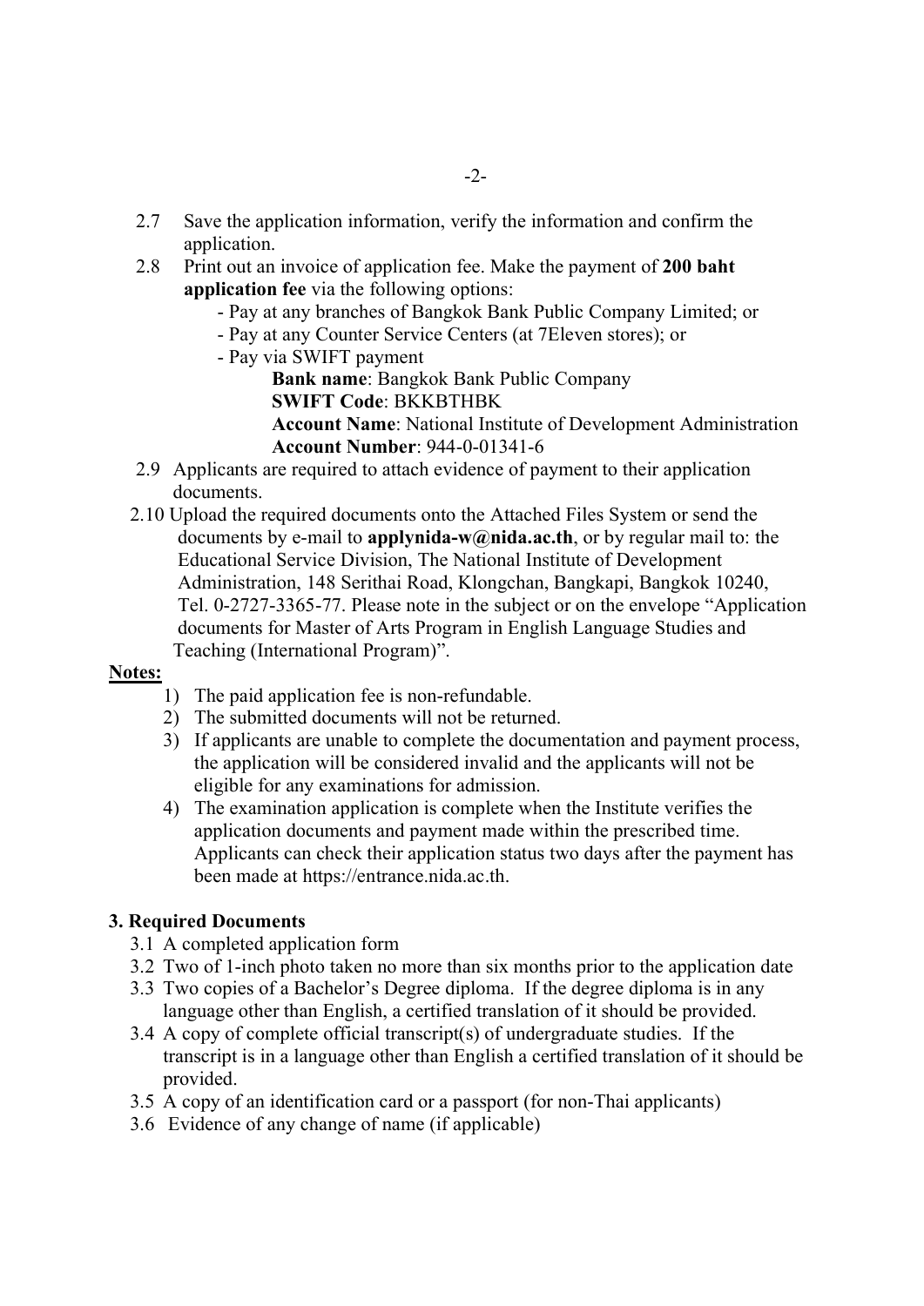2.7 Save the application information, verify the information and confirm the application.

2.8 Print out an invoice of application fee. Make the payment of **200 baht application fee** via the following options:

- Pay at any branches of Bangkok Bank Public Company Limited; or
- Pay at any Counter Service Centers (at 7Eleven stores); or
- Pay via SWIFT payment

  **Bank name**: Bangkok Bank Public Company
  **SWIFT Code**: BKKBTHBK
  **Account Name**: National Institute of Development Administration
  **Account Number**: 944-0-01341-6

2.9 Applicants are required to attach evidence of payment to their application documents.

2.10 Upload the required documents onto the Attached Files System or send the documents by e-mail to **applynida-w@nida.ac.th**, or by regular mail to: the Educational Service Division, The National Institute of Development Administration, 148 Serithai Road, Klongchan, Bangkapi, Bangkok 10240, Tel. 0-2727-3365-77. Please note in the subject or on the envelope "Application documents for Master of Arts Program in English Language Studies and Teaching (International Program)".

**Notes:**

1) The paid application fee is non-refundable.
2) The submitted documents will not be returned.
3) If applicants are unable to complete the documentation and payment process, the application will be considered invalid and the applicants will not be eligible for any examinations for admission.
4) The examination application is complete when the Institute verifies the application documents and payment made within the prescribed time. Applicants can check their application status two days after the payment has been made at https://entrance.nida.ac.th.

### 3. Required Documents

3.1 A completed application form

3.2 Two of 1-inch photo taken no more than six months prior to the application date

3.3 Two copies of a Bachelor's Degree diploma. If the degree diploma is in any language other than English, a certified translation of it should be provided.

3.4 A copy of complete official transcript(s) of undergraduate studies. If the transcript is in a language other than English a certified translation of it should be provided.

3.5 A copy of an identification card or a passport (for non-Thai applicants)

3.6 Evidence of any change of name (if applicable)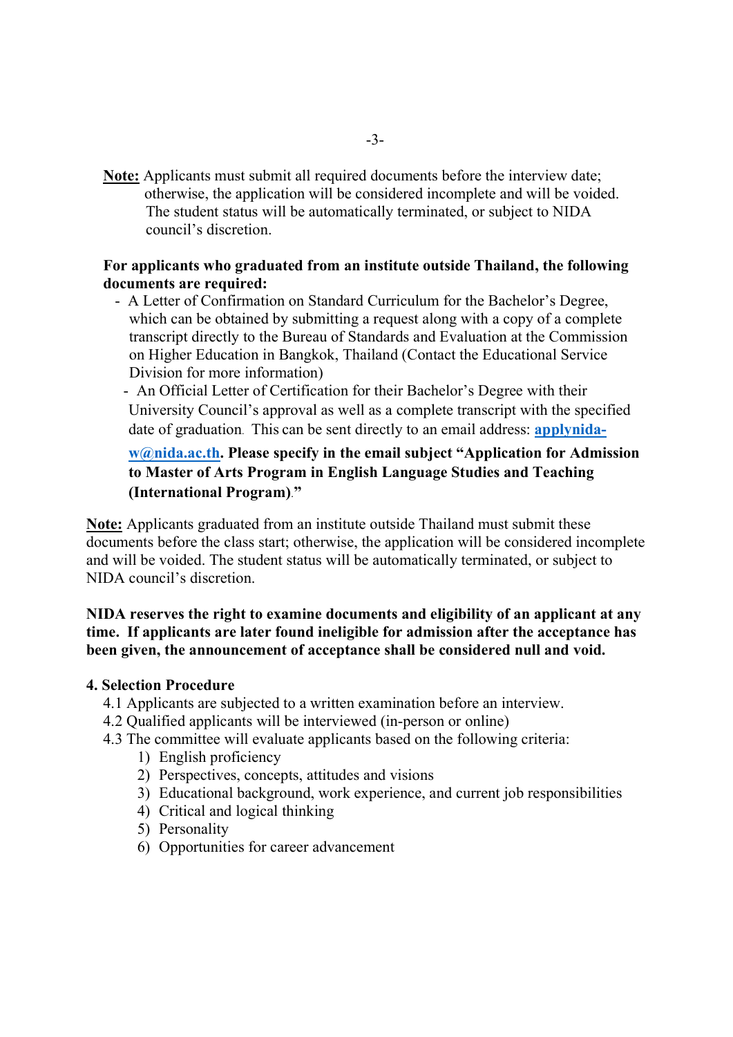**Note:** Applicants must submit all required documents before the interview date; otherwise, the application will be considered incomplete and will be voided. The student status will be automatically terminated, or subject to NIDA council's discretion.

**For applicants who graduated from an institute outside Thailand, the following documents are required:**

- A Letter of Confirmation on Standard Curriculum for the Bachelor's Degree, which can be obtained by submitting a request along with a copy of a complete transcript directly to the Bureau of Standards and Evaluation at the Commission on Higher Education in Bangkok, Thailand (Contact the Educational Service Division for more information)
- An Official Letter of Certification for their Bachelor's Degree with their University Council's approval as well as a complete transcript with the specified date of graduation. This can be sent directly to an email address: **applynida-w@nida.ac.th**. **Please specify in the email subject "Application for Admission to Master of Arts Program in English Language Studies and Teaching (International Program)."**

**Note:** Applicants graduated from an institute outside Thailand must submit these documents before the class start; otherwise, the application will be considered incomplete and will be voided. The student status will be automatically terminated, or subject to NIDA council's discretion.

**NIDA reserves the right to examine documents and eligibility of an applicant at any time. If applicants are later found ineligible for admission after the acceptance has been given, the announcement of acceptance shall be considered null and void.**

**4. Selection Procedure**

4.1 Applicants are subjected to a written examination before an interview.

4.2 Qualified applicants will be interviewed (in-person or online)

4.3 The committee will evaluate applicants based on the following criteria:

1) English proficiency
2) Perspectives, concepts, attitudes and visions
3) Educational background, work experience, and current job responsibilities
4) Critical and logical thinking
5) Personality
6) Opportunities for career advancement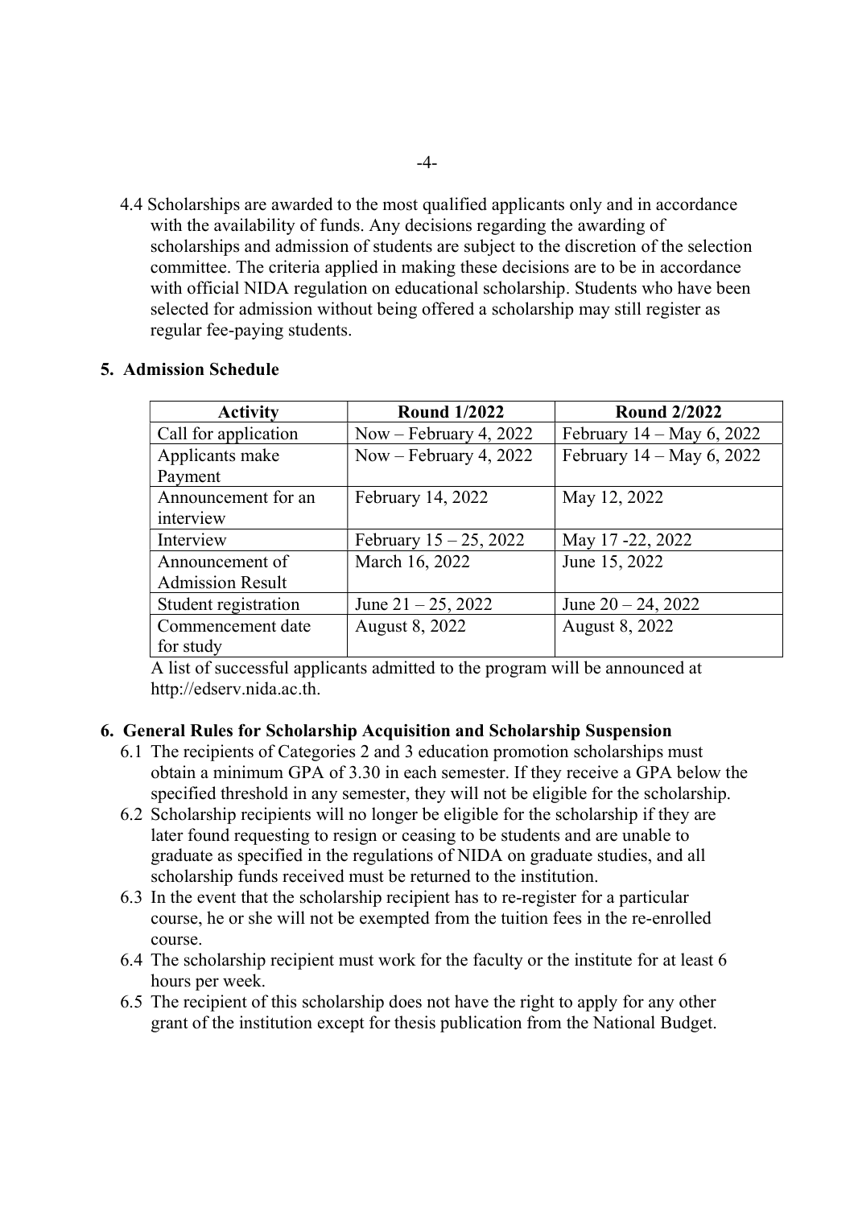4.4 Scholarships are awarded to the most qualified applicants only and in accordance with the availability of funds. Any decisions regarding the awarding of scholarships and admission of students are subject to the discretion of the selection committee. The criteria applied in making these decisions are to be in accordance with official NIDA regulation on educational scholarship. Students who have been selected for admission without being offered a scholarship may still register as regular fee-paying students.

## 5. Admission Schedule

| Activity | Round 1/2022 | Round 2/2022 |
|---|---|---|
| Call for application | Now – February 4, 2022 | February 14 – May 6, 2022 |
| Applicants make Payment | Now – February 4, 2022 | February 14 – May 6, 2022 |
| Announcement for an interview | February 14, 2022 | May 12, 2022 |
| Interview | February 15 – 25, 2022 | May 17 -22, 2022 |
| Announcement of Admission Result | March 16, 2022 | June 15, 2022 |
| Student registration | June 21 – 25, 2022 | June 20 – 24, 2022 |
| Commencement date for study | August 8, 2022 | August 8, 2022 |

A list of successful applicants admitted to the program will be announced at http://edserv.nida.ac.th.

## 6. General Rules for Scholarship Acquisition and Scholarship Suspension

6.1 The recipients of Categories 2 and 3 education promotion scholarships must obtain a minimum GPA of 3.30 in each semester. If they receive a GPA below the specified threshold in any semester, they will not be eligible for the scholarship.

6.2 Scholarship recipients will no longer be eligible for the scholarship if they are later found requesting to resign or ceasing to be students and are unable to graduate as specified in the regulations of NIDA on graduate studies, and all scholarship funds received must be returned to the institution.

6.3 In the event that the scholarship recipient has to re-register for a particular course, he or she will not be exempted from the tuition fees in the re-enrolled course.

6.4 The scholarship recipient must work for the faculty or the institute for at least 6 hours per week.

6.5 The recipient of this scholarship does not have the right to apply for any other grant of the institution except for thesis publication from the National Budget.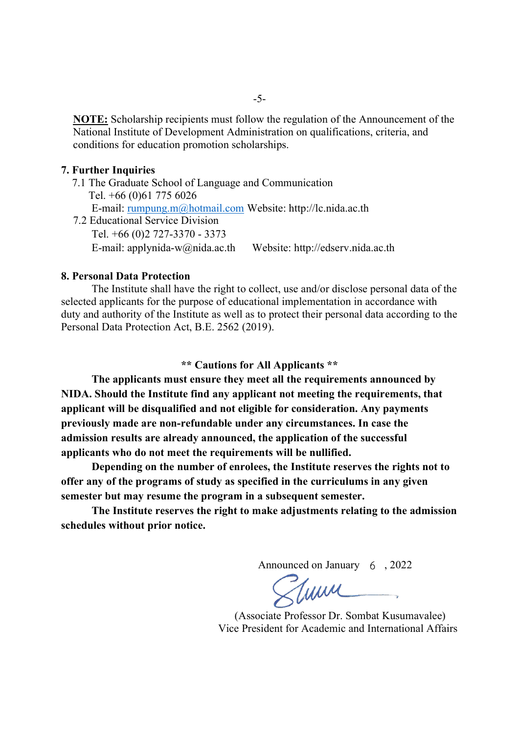**NOTE:** Scholarship recipients must follow the regulation of the Announcement of the National Institute of Development Administration on qualifications, criteria, and conditions for education promotion scholarships.

**7. Further Inquiries**

7.1 The Graduate School of Language and Communication
Tel. +66 (0)61 775 6026
E-mail: rumpung.m@hotmail.com Website: http://lc.nida.ac.th

7.2 Educational Service Division
Tel. +66 (0)2 727-3370 - 3373
E-mail: applynida-w@nida.ac.th Website: http://edserv.nida.ac.th

**8. Personal Data Protection**

The Institute shall have the right to collect, use and/or disclose personal data of the selected applicants for the purpose of educational implementation in accordance with duty and authority of the Institute as well as to protect their personal data according to the Personal Data Protection Act, B.E. 2562 (2019).

**\*\* Cautions for All Applicants \*\***

**The applicants must ensure they meet all the requirements announced by NIDA. Should the Institute find any applicant not meeting the requirements, that applicant will be disqualified and not eligible for consideration. Any payments previously made are non-refundable under any circumstances. In case the admission results are already announced, the application of the successful applicants who do not meet the requirements will be nullified.**

**Depending on the number of enrolees, the Institute reserves the rights not to offer any of the programs of study as specified in the curriculums in any given semester but may resume the program in a subsequent semester.**

**The Institute reserves the right to make adjustments relating to the admission schedules without prior notice.**

Announced on January 6, 2022

(Associate Professor Dr. Sombat Kusumavalee)
Vice President for Academic and International Affairs